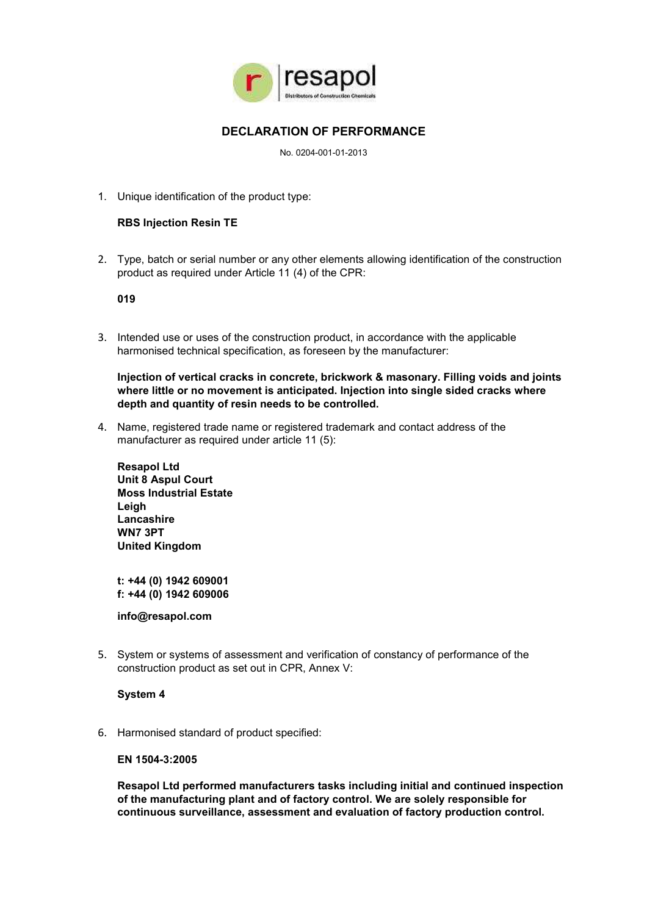# DECLARATION OF PERFORMANCE

No. 0204-001-01-2013

1. Unique identification of the product type:

   **RBS Injection Resin TE**

2. Type, batch or serial number or any other elements allowing identification of the construction product as required under Article 11 (4) of the CPR:

   **019**

3. Intended use or uses of the construction product, in accordance with the applicable harmonised technical specification, as foreseen by the manufacturer:

   **Injection of vertical cracks in concrete, brickwork & masonary. Filling voids and joints where little or no movement is anticipated. Injection into single sided cracks where depth and quantity of resin needs to be controlled.**

4. Name, registered trade name or registered trademark and contact address of the manufacturer as required under article 11 (5):

   **Resapol Ltd**
   **Unit 8 Aspul Court**
   **Moss Industrial Estate**
   **Leigh**
   **Lancashire**
   **WN7 3PT**
   **United Kingdom**

   **t: +44 (0) 1942 609001**
   **f: +44 (0) 1942 609006**

   **info@resapol.com**

5. System or systems of assessment and verification of constancy of performance of the construction product as set out in CPR, Annex V:

   **System 4**

6. Harmonised standard of product specified:

   **EN 1504-3:2005**

   **Resapol Ltd performed manufacturers tasks including initial and continued inspection of the manufacturing plant and of factory control. We are solely responsible for continuous surveillance, assessment and evaluation of factory production control.**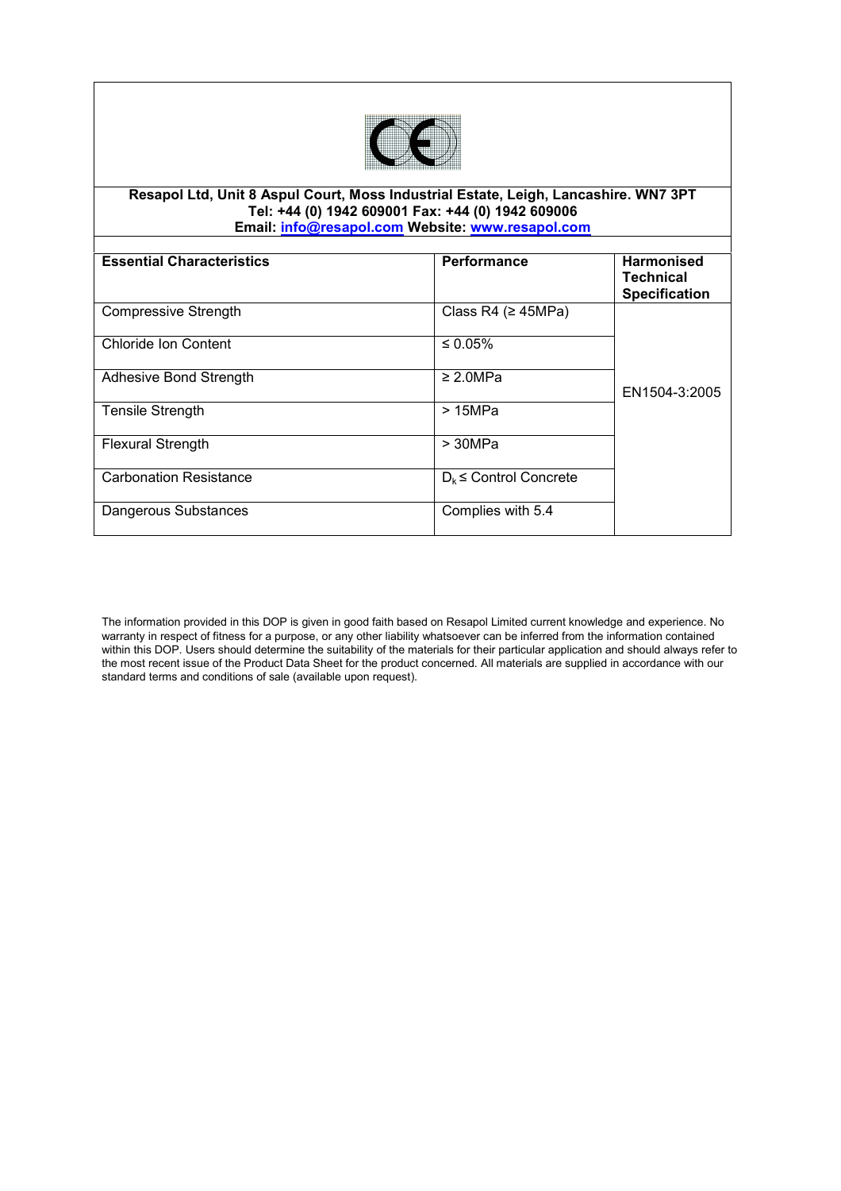**Resapol Ltd, Unit 8 Aspul Court, Moss Industrial Estate, Leigh, Lancashire. WN7 3PT**
**Tel: +44 (0) 1942 609001 Fax: +44 (0) 1942 609006**
**Email: info@resapol.com Website: www.resapol.com**

| Essential Characteristics | Performance | Harmonised Technical Specification |
|---|---|---|
| Compressive Strength | Class R4 (≥ 45MPa) | EN1504-3:2005 |
| Chloride Ion Content | ≤ 0.05% | |
| Adhesive Bond Strength | ≥ 2.0MPa | |
| Tensile Strength | > 15MPa | |
| Flexural Strength | > 30MPa | |
| Carbonation Resistance | $D_k$ ≤ Control Concrete | |
| Dangerous Substances | Complies with 5.4 | |

The information provided in this DOP is given in good faith based on Resapol Limited current knowledge and experience. No warranty in respect of fitness for a purpose, or any other liability whatsoever can be inferred from the information contained within this DOP. Users should determine the suitability of the materials for their particular application and should always refer to the most recent issue of the Product Data Sheet for the product concerned. All materials are supplied in accordance with our standard terms and conditions of sale (available upon request).